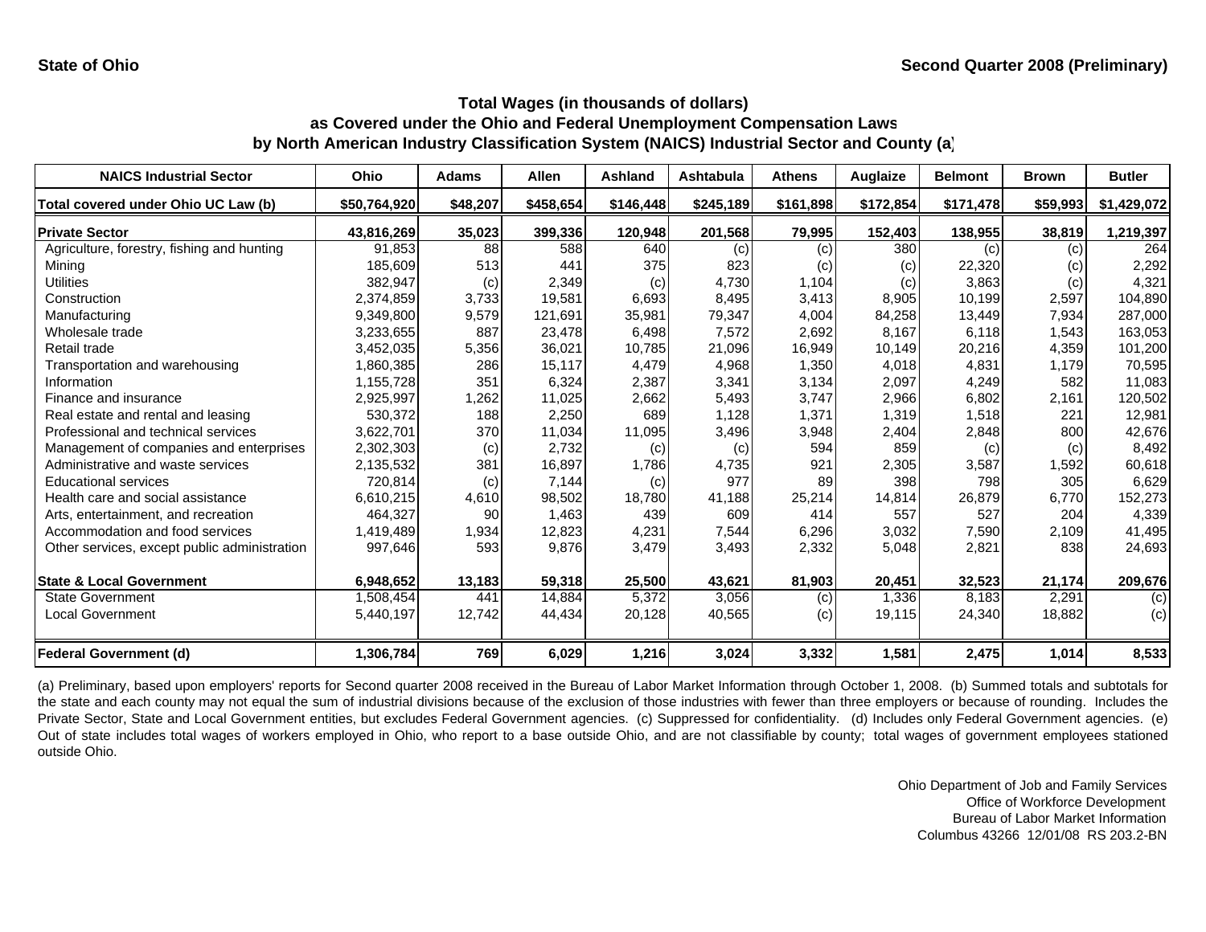State of Ohio

Second Quarter 2008 (Preliminary)

## Total Wages (in thousands of dollars)
## as Covered under the Ohio and Federal Unemployment Compensation Laws
## by North American Industry Classification System (NAICS) Industrial Sector and County (a)

| NAICS Industrial Sector | Ohio | Adams | Allen | Ashland | Ashtabula | Athens | Auglaize | Belmont | Brown | Butler |
|---|---|---|---|---|---|---|---|---|---|---|
| **Total covered under Ohio UC Law (b)** | **$50,764,920** | **$48,207** | **$458,654** | **$146,448** | **$245,189** | **$161,898** | **$172,854** | **$171,478** | **$59,993** | **$1,429,072** |
| **Private Sector** | **43,816,269** | **35,023** | **399,336** | **120,948** | **201,568** | **79,995** | **152,403** | **138,955** | **38,819** | **1,219,397** |
| Agriculture, forestry, fishing and hunting | 91,853 | 88 | 588 | 640 | (c) | (c) | 380 | (c) | (c) | 264 |
| Mining | 185,609 | 513 | 441 | 375 | 823 | (c) | (c) | 22,320 | (c) | 2,292 |
| Utilities | 382,947 | (c) | 2,349 | (c) | 4,730 | 1,104 | (c) | 3,863 | (c) | 4,321 |
| Construction | 2,374,859 | 3,733 | 19,581 | 6,693 | 8,495 | 3,413 | 8,905 | 10,199 | 2,597 | 104,890 |
| Manufacturing | 9,349,800 | 9,579 | 121,691 | 35,981 | 79,347 | 4,004 | 84,258 | 13,449 | 7,934 | 287,000 |
| Wholesale trade | 3,233,655 | 887 | 23,478 | 6,498 | 7,572 | 2,692 | 8,167 | 6,118 | 1,543 | 163,053 |
| Retail trade | 3,452,035 | 5,356 | 36,021 | 10,785 | 21,096 | 16,949 | 10,149 | 20,216 | 4,359 | 101,200 |
| Transportation and warehousing | 1,860,385 | 286 | 15,117 | 4,479 | 4,968 | 1,350 | 4,018 | 4,831 | 1,179 | 70,595 |
| Information | 1,155,728 | 351 | 6,324 | 2,387 | 3,341 | 3,134 | 2,097 | 4,249 | 582 | 11,083 |
| Finance and insurance | 2,925,997 | 1,262 | 11,025 | 2,662 | 5,493 | 3,747 | 2,966 | 6,802 | 2,161 | 120,502 |
| Real estate and rental and leasing | 530,372 | 188 | 2,250 | 689 | 1,128 | 1,371 | 1,319 | 1,518 | 221 | 12,981 |
| Professional and technical services | 3,622,701 | 370 | 11,034 | 11,095 | 3,496 | 3,948 | 2,404 | 2,848 | 800 | 42,676 |
| Management of companies and enterprises | 2,302,303 | (c) | 2,732 | (c) | (c) | 594 | 859 | (c) | (c) | 8,492 |
| Administrative and waste services | 2,135,532 | 381 | 16,897 | 1,786 | 4,735 | 921 | 2,305 | 3,587 | 1,592 | 60,618 |
| Educational services | 720,814 | (c) | 7,144 | (c) | 977 | 89 | 398 | 798 | 305 | 6,629 |
| Health care and social assistance | 6,610,215 | 4,610 | 98,502 | 18,780 | 41,188 | 25,214 | 14,814 | 26,879 | 6,770 | 152,273 |
| Arts, entertainment, and recreation | 464,327 | 90 | 1,463 | 439 | 609 | 414 | 557 | 527 | 204 | 4,339 |
| Accommodation and food services | 1,419,489 | 1,934 | 12,823 | 4,231 | 7,544 | 6,296 | 3,032 | 7,590 | 2,109 | 41,495 |
| Other services, except public administration | 997,646 | 593 | 9,876 | 3,479 | 3,493 | 2,332 | 5,048 | 2,821 | 838 | 24,693 |
| **State & Local Government** | **6,948,652** | **13,183** | **59,318** | **25,500** | **43,621** | **81,903** | **20,451** | **32,523** | **21,174** | **209,676** |
| State Government | 1,508,454 | 441 | 14,884 | 5,372 | 3,056 | (c) | 1,336 | 8,183 | 2,291 | (c) |
| Local Government | 5,440,197 | 12,742 | 44,434 | 20,128 | 40,565 | (c) | 19,115 | 24,340 | 18,882 | (c) |
| **Federal Government (d)** | **1,306,784** | **769** | **6,029** | **1,216** | **3,024** | **3,332** | **1,581** | **2,475** | **1,014** | **8,533** |

(a) Preliminary, based upon employers' reports for Second quarter 2008 received in the Bureau of Labor Market Information through October 1, 2008. (b) Summed totals and subtotals for the state and each county may not equal the sum of industrial divisions because of the exclusion of those industries with fewer than three employers or because of rounding. Includes the Private Sector, State and Local Government entities, but excludes Federal Government agencies. (c) Suppressed for confidentiality. (d) Includes only Federal Government agencies. (e) Out of state includes total wages of workers employed in Ohio, who report to a base outside Ohio, and are not classifiable by county; total wages of government employees stationed outside Ohio.

Ohio Department of Job and Family Services
Office of Workforce Development
Bureau of Labor Market Information
Columbus 43266 12/01/08 RS 203.2-BN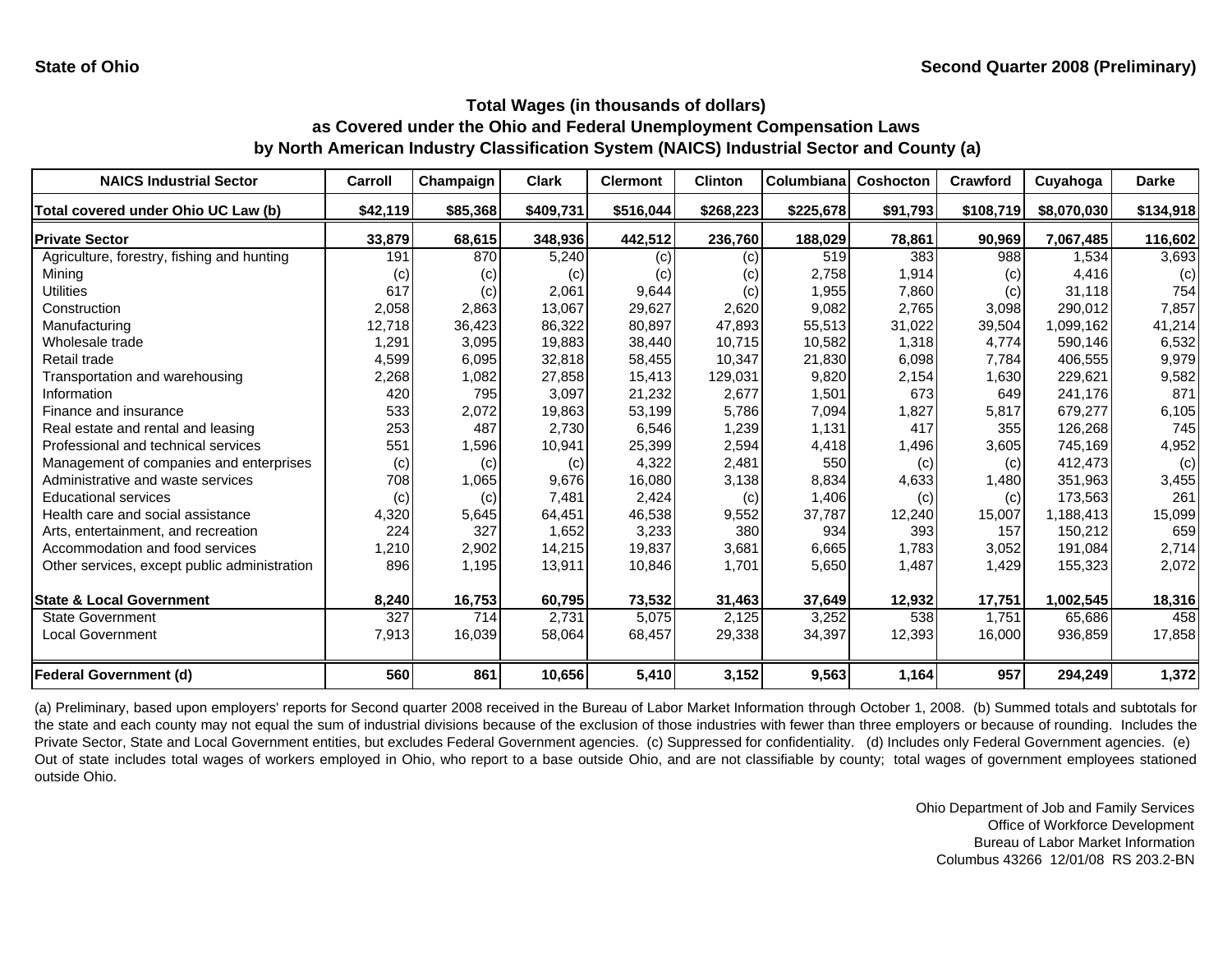**State of Ohio** **Second Quarter 2008 (Preliminary)**

### Total Wages (in thousands of dollars)
### as Covered under the Ohio and Federal Unemployment Compensation Laws
### by North American Industry Classification System (NAICS) Industrial Sector and County (a)

| NAICS Industrial Sector | Carroll | Champaign | Clark | Clermont | Clinton | Columbiana | Coshocton | Crawford | Cuyahoga | Darke |
|---|---|---|---|---|---|---|---|---|---|---|
| Total covered under Ohio UC Law (b) | $42,119 | $85,368 | $409,731 | $516,044 | $268,223 | $225,678 | $91,793 | $108,719 | $8,070,030 | $134,918 |
| **Private Sector** | 33,879 | 68,615 | 348,936 | 442,512 | 236,760 | 188,029 | 78,861 | 90,969 | 7,067,485 | 116,602 |
| Agriculture, forestry, fishing and hunting | 191 | 870 | 5,240 | (c) | (c) | 519 | 383 | 988 | 1,534 | 3,693 |
| Mining | (c) | (c) | (c) | (c) | (c) | 2,758 | 1,914 | (c) | 4,416 | (c) |
| Utilities | 617 | (c) | 2,061 | 9,644 | (c) | 1,955 | 7,860 | (c) | 31,118 | 754 |
| Construction | 2,058 | 2,863 | 13,067 | 29,627 | 2,620 | 9,082 | 2,765 | 3,098 | 290,012 | 7,857 |
| Manufacturing | 12,718 | 36,423 | 86,322 | 80,897 | 47,893 | 55,513 | 31,022 | 39,504 | 1,099,162 | 41,214 |
| Wholesale trade | 1,291 | 3,095 | 19,883 | 38,440 | 10,715 | 10,582 | 1,318 | 4,774 | 590,146 | 6,532 |
| Retail trade | 4,599 | 6,095 | 32,818 | 58,455 | 10,347 | 21,830 | 6,098 | 7,784 | 406,555 | 9,979 |
| Transportation and warehousing | 2,268 | 1,082 | 27,858 | 15,413 | 129,031 | 9,820 | 2,154 | 1,630 | 229,621 | 9,582 |
| Information | 420 | 795 | 3,097 | 21,232 | 2,677 | 1,501 | 673 | 649 | 241,176 | 871 |
| Finance and insurance | 533 | 2,072 | 19,863 | 53,199 | 5,786 | 7,094 | 1,827 | 5,817 | 679,277 | 6,105 |
| Real estate and rental and leasing | 253 | 487 | 2,730 | 6,546 | 1,239 | 1,131 | 417 | 355 | 126,268 | 745 |
| Professional and technical services | 551 | 1,596 | 10,941 | 25,399 | 2,594 | 4,418 | 1,496 | 3,605 | 745,169 | 4,952 |
| Management of companies and enterprises | (c) | (c) | (c) | 4,322 | 2,481 | 550 | (c) | (c) | 412,473 | (c) |
| Administrative and waste services | 708 | 1,065 | 9,676 | 16,080 | 3,138 | 8,834 | 4,633 | 1,480 | 351,963 | 3,455 |
| Educational services | (c) | (c) | 7,481 | 2,424 | (c) | 1,406 | (c) | (c) | 173,563 | 261 |
| Health care and social assistance | 4,320 | 5,645 | 64,451 | 46,538 | 9,552 | 37,787 | 12,240 | 15,007 | 1,188,413 | 15,099 |
| Arts, entertainment, and recreation | 224 | 327 | 1,652 | 3,233 | 380 | 934 | 393 | 157 | 150,212 | 659 |
| Accommodation and food services | 1,210 | 2,902 | 14,215 | 19,837 | 3,681 | 6,665 | 1,783 | 3,052 | 191,084 | 2,714 |
| Other services, except public administration | 896 | 1,195 | 13,911 | 10,846 | 1,701 | 5,650 | 1,487 | 1,429 | 155,323 | 2,072 |
| **State & Local Government** | 8,240 | 16,753 | 60,795 | 73,532 | 31,463 | 37,649 | 12,932 | 17,751 | 1,002,545 | 18,316 |
| State Government | 327 | 714 | 2,731 | 5,075 | 2,125 | 3,252 | 538 | 1,751 | 65,686 | 458 |
| Local Government | 7,913 | 16,039 | 58,064 | 68,457 | 29,338 | 34,397 | 12,393 | 16,000 | 936,859 | 17,858 |
| **Federal Government (d)** | 560 | 861 | 10,656 | 5,410 | 3,152 | 9,563 | 1,164 | 957 | 294,249 | 1,372 |

(a) Preliminary, based upon employers' reports for Second quarter 2008 received in the Bureau of Labor Market Information through October 1, 2008. (b) Summed totals and subtotals for the state and each county may not equal the sum of industrial divisions because of the exclusion of those industries with fewer than three employers or because of rounding. Includes the Private Sector, State and Local Government entities, but excludes Federal Government agencies. (c) Suppressed for confidentiality. (d) Includes only Federal Government agencies. (e) Out of state includes total wages of workers employed in Ohio, who report to a base outside Ohio, and are not classifiable by county; total wages of government employees stationed outside Ohio.

Ohio Department of Job and Family Services
Office of Workforce Development
Bureau of Labor Market Information
Columbus 43266 12/01/08 RS 203.2-BN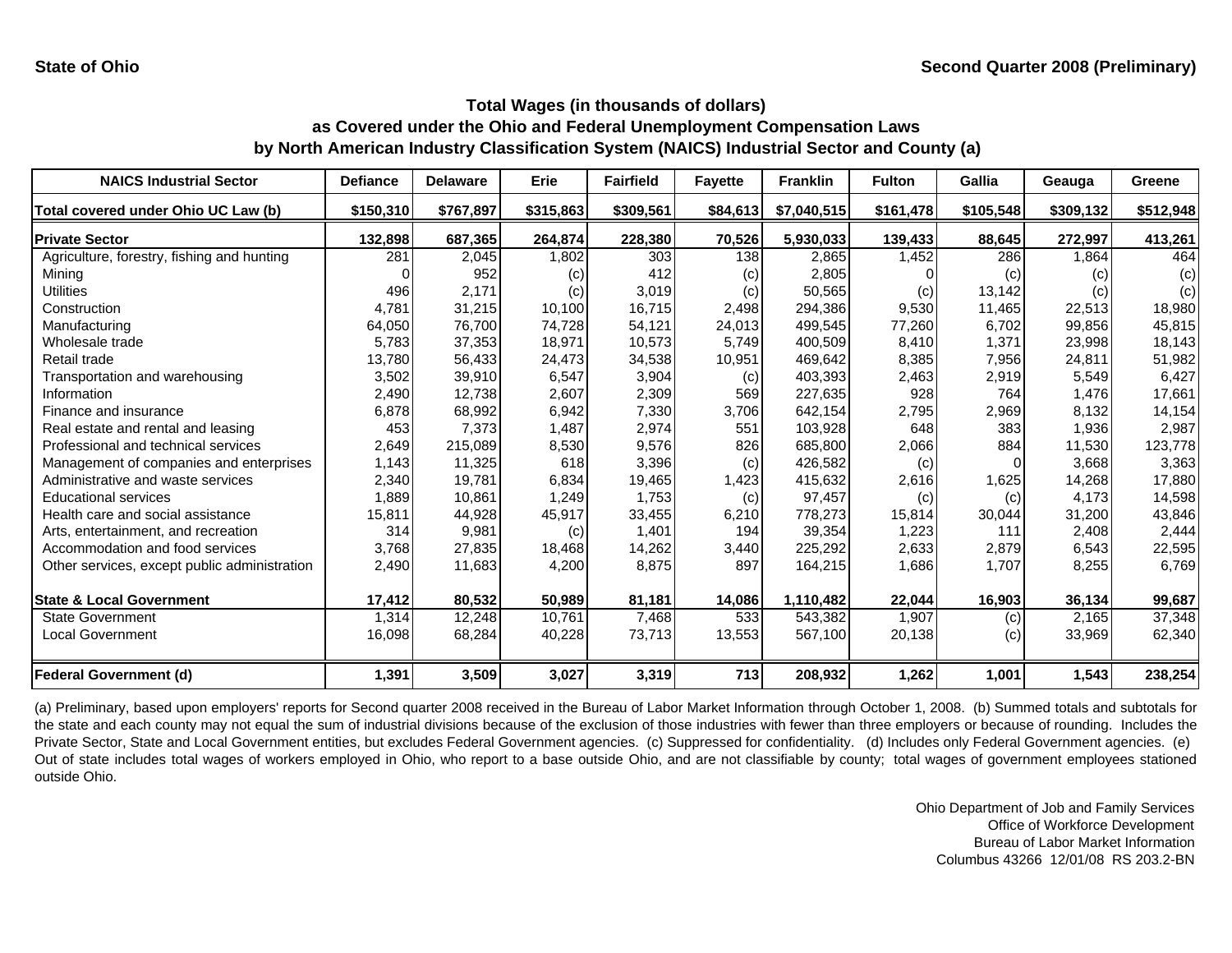State of Ohio

Second Quarter 2008 (Preliminary)

## Total Wages (in thousands of dollars) as Covered under the Ohio and Federal Unemployment Compensation Laws by North American Industry Classification System (NAICS) Industrial Sector and County (a)

| NAICS Industrial Sector | Defiance | Delaware | Erie | Fairfield | Fayette | Franklin | Fulton | Gallia | Geauga | Greene |
|---|---|---|---|---|---|---|---|---|---|---|
| Total covered under Ohio UC Law (b) | $150,310 | $767,897 | $315,863 | $309,561 | $84,613 | $7,040,515 | $161,478 | $105,548 | $309,132 | $512,948 |
| **Private Sector** | 132,898 | 687,365 | 264,874 | 228,380 | 70,526 | 5,930,033 | 139,433 | 88,645 | 272,997 | 413,261 |
| Agriculture, forestry, fishing and hunting | 281 | 2,045 | 1,802 | 303 | 138 | 2,865 | 1,452 | 286 | 1,864 | 464 |
| Mining | 0 | 952 | (c) | 412 | (c) | 2,805 | 0 | (c) | (c) | (c) |
| Utilities | 496 | 2,171 | (c) | 3,019 | (c) | 50,565 | (c) | 13,142 | (c) | (c) |
| Construction | 4,781 | 31,215 | 10,100 | 16,715 | 2,498 | 294,386 | 9,530 | 11,465 | 22,513 | 18,980 |
| Manufacturing | 64,050 | 76,700 | 74,728 | 54,121 | 24,013 | 499,545 | 77,260 | 6,702 | 99,856 | 45,815 |
| Wholesale trade | 5,783 | 37,353 | 18,971 | 10,573 | 5,749 | 400,509 | 8,410 | 1,371 | 23,998 | 18,143 |
| Retail trade | 13,780 | 56,433 | 24,473 | 34,538 | 10,951 | 469,642 | 8,385 | 7,956 | 24,811 | 51,982 |
| Transportation and warehousing | 3,502 | 39,910 | 6,547 | 3,904 | (c) | 403,393 | 2,463 | 2,919 | 5,549 | 6,427 |
| Information | 2,490 | 12,738 | 2,607 | 2,309 | 569 | 227,635 | 928 | 764 | 1,476 | 17,661 |
| Finance and insurance | 6,878 | 68,992 | 6,942 | 7,330 | 3,706 | 642,154 | 2,795 | 2,969 | 8,132 | 14,154 |
| Real estate and rental and leasing | 453 | 7,373 | 1,487 | 2,974 | 551 | 103,928 | 648 | 383 | 1,936 | 2,987 |
| Professional and technical services | 2,649 | 215,089 | 8,530 | 9,576 | 826 | 685,800 | 2,066 | 884 | 11,530 | 123,778 |
| Management of companies and enterprises | 1,143 | 11,325 | 618 | 3,396 | (c) | 426,582 | (c) | 0 | 3,668 | 3,363 |
| Administrative and waste services | 2,340 | 19,781 | 6,834 | 19,465 | 1,423 | 415,632 | 2,616 | 1,625 | 14,268 | 17,880 |
| Educational services | 1,889 | 10,861 | 1,249 | 1,753 | (c) | 97,457 | (c) | (c) | 4,173 | 14,598 |
| Health care and social assistance | 15,811 | 44,928 | 45,917 | 33,455 | 6,210 | 778,273 | 15,814 | 30,044 | 31,200 | 43,846 |
| Arts, entertainment, and recreation | 314 | 9,981 | (c) | 1,401 | 194 | 39,354 | 1,223 | 111 | 2,408 | 2,444 |
| Accommodation and food services | 3,768 | 27,835 | 18,468 | 14,262 | 3,440 | 225,292 | 2,633 | 2,879 | 6,543 | 22,595 |
| Other services, except public administration | 2,490 | 11,683 | 4,200 | 8,875 | 897 | 164,215 | 1,686 | 1,707 | 8,255 | 6,769 |
| **State & Local Government** | 17,412 | 80,532 | 50,989 | 81,181 | 14,086 | 1,110,482 | 22,044 | 16,903 | 36,134 | 99,687 |
| State Government | 1,314 | 12,248 | 10,761 | 7,468 | 533 | 543,382 | 1,907 | (c) | 2,165 | 37,348 |
| Local Government | 16,098 | 68,284 | 40,228 | 73,713 | 13,553 | 567,100 | 20,138 | (c) | 33,969 | 62,340 |
| **Federal Government (d)** | 1,391 | 3,509 | 3,027 | 3,319 | 713 | 208,932 | 1,262 | 1,001 | 1,543 | 238,254 |

(a) Preliminary, based upon employers' reports for Second quarter 2008 received in the Bureau of Labor Market Information through October 1, 2008. (b) Summed totals and subtotals for the state and each county may not equal the sum of industrial divisions because of the exclusion of those industries with fewer than three employers or because of rounding. Includes the Private Sector, State and Local Government entities, but excludes Federal Government agencies. (c) Suppressed for confidentiality. (d) Includes only Federal Government agencies. (e) Out of state includes total wages of workers employed in Ohio, who report to a base outside Ohio, and are not classifiable by county; total wages of government employees stationed outside Ohio.

Ohio Department of Job and Family Services
Office of Workforce Development
Bureau of Labor Market Information
Columbus 43266 12/01/08 RS 203.2-BN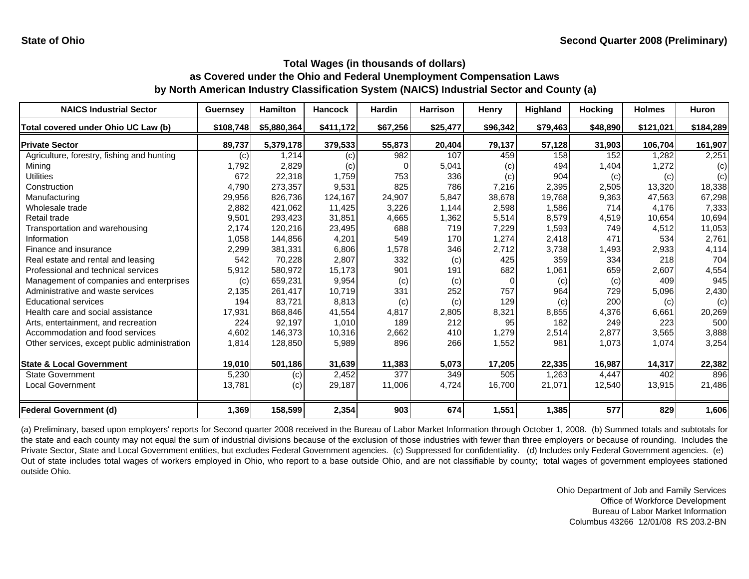State of Ohio

Second Quarter 2008 (Preliminary)

## Total Wages (in thousands of dollars) as Covered under the Ohio and Federal Unemployment Compensation Laws by North American Industry Classification System (NAICS) Industrial Sector and County (a)

| NAICS Industrial Sector | Guernsey | Hamilton | Hancock | Hardin | Harrison | Henry | Highland | Hocking | Holmes | Huron |
|---|---|---|---|---|---|---|---|---|---|---|
| Total covered under Ohio UC Law (b) | $108,748 | $5,880,364 | $411,172 | $67,256 | $25,477 | $96,342 | $79,463 | $48,890 | $121,021 | $184,289 |
| **Private Sector** | 89,737 | 5,379,178 | 379,533 | 55,873 | 20,404 | 79,137 | 57,128 | 31,903 | 106,704 | 161,907 |
| Agriculture, forestry, fishing and hunting | (c) | 1,214 | (c) | 982 | 107 | 459 | 158 | 152 | 1,282 | 2,251 |
| Mining | 1,792 | 2,829 | (c) | 0 | 5,041 | (c) | 494 | 1,404 | 1,272 | (c) |
| Utilities | 672 | 22,318 | 1,759 | 753 | 336 | (c) | 904 | (c) | (c) | (c) |
| Construction | 4,790 | 273,357 | 9,531 | 825 | 786 | 7,216 | 2,395 | 2,505 | 13,320 | 18,338 |
| Manufacturing | 29,956 | 826,736 | 124,167 | 24,907 | 5,847 | 38,678 | 19,768 | 9,363 | 47,563 | 67,298 |
| Wholesale trade | 2,882 | 421,062 | 11,425 | 3,226 | 1,144 | 2,598 | 1,586 | 714 | 4,176 | 7,333 |
| Retail trade | 9,501 | 293,423 | 31,851 | 4,665 | 1,362 | 5,514 | 8,579 | 4,519 | 10,654 | 10,694 |
| Transportation and warehousing | 2,174 | 120,216 | 23,495 | 688 | 719 | 7,229 | 1,593 | 749 | 4,512 | 11,053 |
| Information | 1,058 | 144,856 | 4,201 | 549 | 170 | 1,274 | 2,418 | 471 | 534 | 2,761 |
| Finance and insurance | 2,299 | 381,331 | 6,806 | 1,578 | 346 | 2,712 | 3,738 | 1,493 | 2,933 | 4,114 |
| Real estate and rental and leasing | 542 | 70,228 | 2,807 | 332 | (c) | 425 | 359 | 334 | 218 | 704 |
| Professional and technical services | 5,912 | 580,972 | 15,173 | 901 | 191 | 682 | 1,061 | 659 | 2,607 | 4,554 |
| Management of companies and enterprises | (c) | 659,231 | 9,954 | (c) | (c) | 0 | (c) | (c) | 409 | 945 |
| Administrative and waste services | 2,135 | 261,417 | 10,719 | 331 | 252 | 757 | 964 | 729 | 5,096 | 2,430 |
| Educational services | 194 | 83,721 | 8,813 | (c) | (c) | 129 | (c) | 200 | (c) | (c) |
| Health care and social assistance | 17,931 | 868,846 | 41,554 | 4,817 | 2,805 | 8,321 | 8,855 | 4,376 | 6,661 | 20,269 |
| Arts, entertainment, and recreation | 224 | 92,197 | 1,010 | 189 | 212 | 95 | 182 | 249 | 223 | 500 |
| Accommodation and food services | 4,602 | 146,373 | 10,316 | 2,662 | 410 | 1,279 | 2,514 | 2,877 | 3,565 | 3,888 |
| Other services, except public administration | 1,814 | 128,850 | 5,989 | 896 | 266 | 1,552 | 981 | 1,073 | 1,074 | 3,254 |
| **State & Local Government** | 19,010 | 501,186 | 31,639 | 11,383 | 5,073 | 17,205 | 22,335 | 16,987 | 14,317 | 22,382 |
| State Government | 5,230 | (c) | 2,452 | 377 | 349 | 505 | 1,263 | 4,447 | 402 | 896 |
| Local Government | 13,781 | (c) | 29,187 | 11,006 | 4,724 | 16,700 | 21,071 | 12,540 | 13,915 | 21,486 |
| **Federal Government (d)** | 1,369 | 158,599 | 2,354 | 903 | 674 | 1,551 | 1,385 | 577 | 829 | 1,606 |

(a) Preliminary, based upon employers' reports for Second quarter 2008 received in the Bureau of Labor Market Information through October 1, 2008. (b) Summed totals and subtotals for the state and each county may not equal the sum of industrial divisions because of the exclusion of those industries with fewer than three employers or because of rounding. Includes the Private Sector, State and Local Government entities, but excludes Federal Government agencies. (c) Suppressed for confidentiality. (d) Includes only Federal Government agencies. (e) Out of state includes total wages of workers employed in Ohio, who report to a base outside Ohio, and are not classifiable by county; total wages of government employees stationed outside Ohio.

Ohio Department of Job and Family Services
Office of Workforce Development
Bureau of Labor Market Information
Columbus 43266 12/01/08 RS 203.2-BN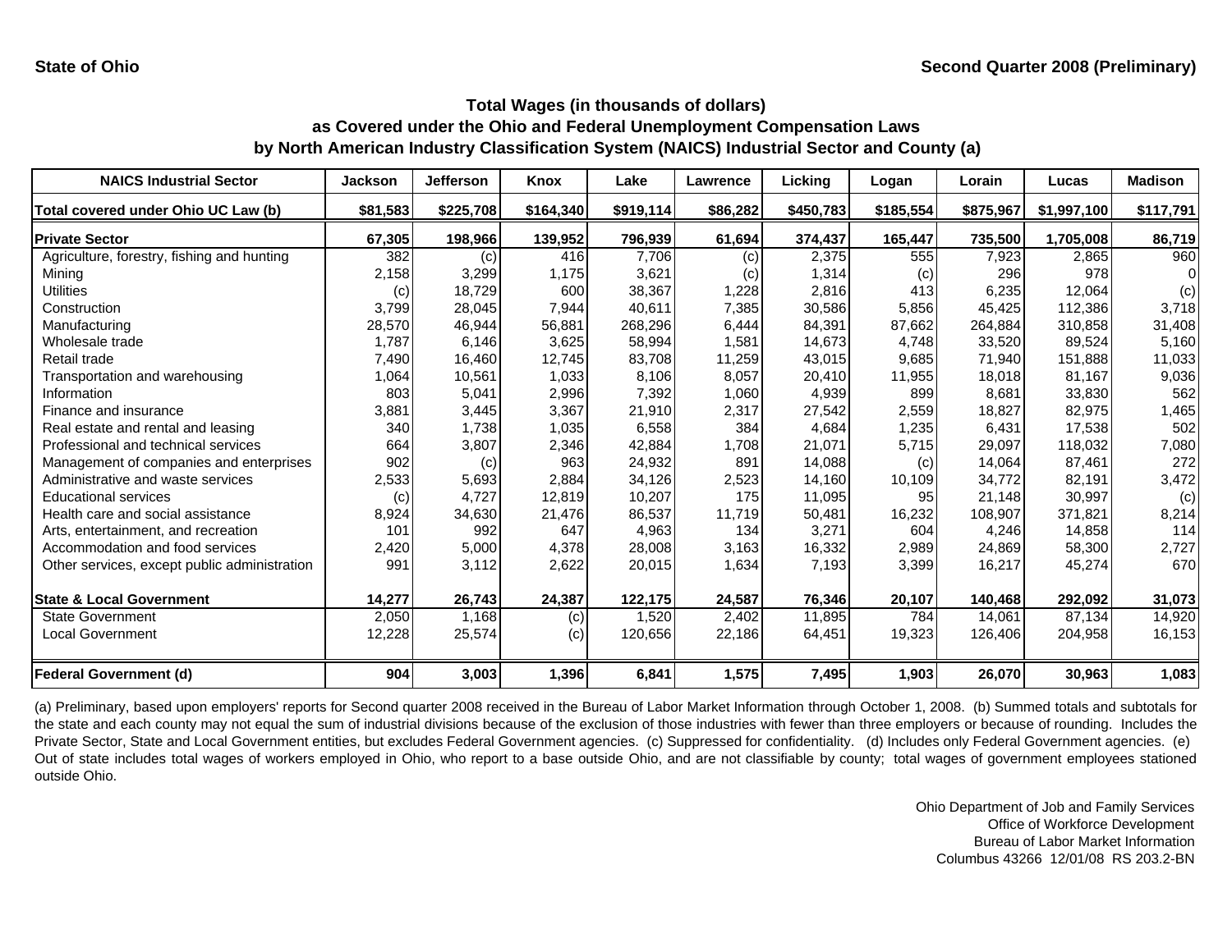State of Ohio

Second Quarter 2008 (Preliminary)

## Total Wages (in thousands of dollars)
## as Covered under the Ohio and Federal Unemployment Compensation Laws
## by North American Industry Classification System (NAICS) Industrial Sector and County (a)

| NAICS Industrial Sector | Jackson | Jefferson | Knox | Lake | Lawrence | Licking | Logan | Lorain | Lucas | Madison |
|---|---|---|---|---|---|---|---|---|---|---|
| **Total covered under Ohio UC Law (b)** | **$81,583** | **$225,708** | **$164,340** | **$919,114** | **$86,282** | **$450,783** | **$185,554** | **$875,967** | **$1,997,100** | **$117,791** |
| **Private Sector** | **67,305** | **198,966** | **139,952** | **796,939** | **61,694** | **374,437** | **165,447** | **735,500** | **1,705,008** | **86,719** |
| Agriculture, forestry, fishing and hunting | 382 | (c) | 416 | 7,706 | (c) | 2,375 | 555 | 7,923 | 2,865 | 960 |
| Mining | 2,158 | 3,299 | 1,175 | 3,621 | (c) | 1,314 | (c) | 296 | 978 | 0 |
| Utilities | (c) | 18,729 | 600 | 38,367 | 1,228 | 2,816 | 413 | 6,235 | 12,064 | (c) |
| Construction | 3,799 | 28,045 | 7,944 | 40,611 | 7,385 | 30,586 | 5,856 | 45,425 | 112,386 | 3,718 |
| Manufacturing | 28,570 | 46,944 | 56,881 | 268,296 | 6,444 | 84,391 | 87,662 | 264,884 | 310,858 | 31,408 |
| Wholesale trade | 1,787 | 6,146 | 3,625 | 58,994 | 1,581 | 14,673 | 4,748 | 33,520 | 89,524 | 5,160 |
| Retail trade | 7,490 | 16,460 | 12,745 | 83,708 | 11,259 | 43,015 | 9,685 | 71,940 | 151,888 | 11,033 |
| Transportation and warehousing | 1,064 | 10,561 | 1,033 | 8,106 | 8,057 | 20,410 | 11,955 | 18,018 | 81,167 | 9,036 |
| Information | 803 | 5,041 | 2,996 | 7,392 | 1,060 | 4,939 | 899 | 8,681 | 33,830 | 562 |
| Finance and insurance | 3,881 | 3,445 | 3,367 | 21,910 | 2,317 | 27,542 | 2,559 | 18,827 | 82,975 | 1,465 |
| Real estate and rental and leasing | 340 | 1,738 | 1,035 | 6,558 | 384 | 4,684 | 1,235 | 6,431 | 17,538 | 502 |
| Professional and technical services | 664 | 3,807 | 2,346 | 42,884 | 1,708 | 21,071 | 5,715 | 29,097 | 118,032 | 7,080 |
| Management of companies and enterprises | 902 | (c) | 963 | 24,932 | 891 | 14,088 | (c) | 14,064 | 87,461 | 272 |
| Administrative and waste services | 2,533 | 5,693 | 2,884 | 34,126 | 2,523 | 14,160 | 10,109 | 34,772 | 82,191 | 3,472 |
| Educational services | (c) | 4,727 | 12,819 | 10,207 | 175 | 11,095 | 95 | 21,148 | 30,997 | (c) |
| Health care and social assistance | 8,924 | 34,630 | 21,476 | 86,537 | 11,719 | 50,481 | 16,232 | 108,907 | 371,821 | 8,214 |
| Arts, entertainment, and recreation | 101 | 992 | 647 | 4,963 | 134 | 3,271 | 604 | 4,246 | 14,858 | 114 |
| Accommodation and food services | 2,420 | 5,000 | 4,378 | 28,008 | 3,163 | 16,332 | 2,989 | 24,869 | 58,300 | 2,727 |
| Other services, except public administration | 991 | 3,112 | 2,622 | 20,015 | 1,634 | 7,193 | 3,399 | 16,217 | 45,274 | 670 |
| **State & Local Government** | **14,277** | **26,743** | **24,387** | **122,175** | **24,587** | **76,346** | **20,107** | **140,468** | **292,092** | **31,073** |
| State Government | 2,050 | 1,168 | (c) | 1,520 | 2,402 | 11,895 | 784 | 14,061 | 87,134 | 14,920 |
| Local Government | 12,228 | 25,574 | (c) | 120,656 | 22,186 | 64,451 | 19,323 | 126,406 | 204,958 | 16,153 |
| **Federal Government (d)** | **904** | **3,003** | **1,396** | **6,841** | **1,575** | **7,495** | **1,903** | **26,070** | **30,963** | **1,083** |

(a) Preliminary, based upon employers' reports for Second quarter 2008 received in the Bureau of Labor Market Information through October 1, 2008. (b) Summed totals and subtotals for the state and each county may not equal the sum of industrial divisions because of the exclusion of those industries with fewer than three employers or because of rounding. Includes the Private Sector, State and Local Government entities, but excludes Federal Government agencies. (c) Suppressed for confidentiality. (d) Includes only Federal Government agencies. (e) Out of state includes total wages of workers employed in Ohio, who report to a base outside Ohio, and are not classifiable by county; total wages of government employees stationed outside Ohio.

Ohio Department of Job and Family Services
Office of Workforce Development
Bureau of Labor Market Information
Columbus 43266 12/01/08 RS 203.2-BN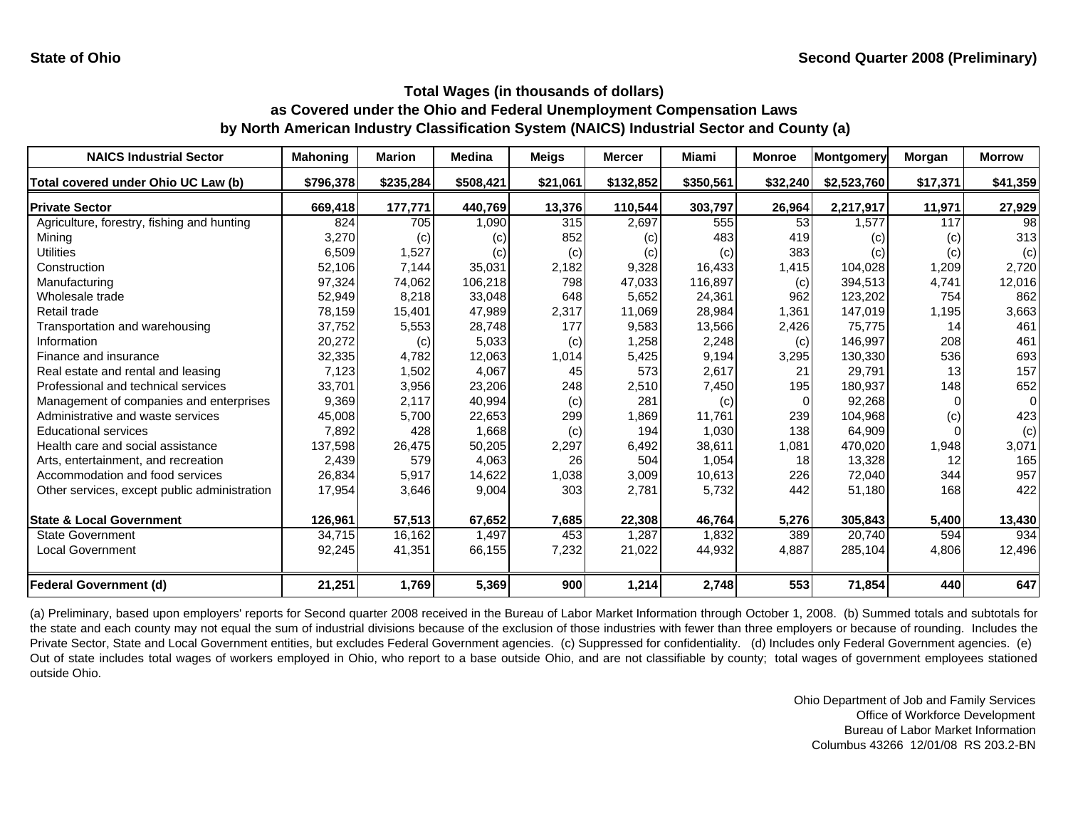**State of Ohio** — **Second Quarter 2008 (Preliminary)**

## Total Wages (in thousands of dollars)
## as Covered under the Ohio and Federal Unemployment Compensation Laws
## by North American Industry Classification System (NAICS) Industrial Sector and County (a)

| NAICS Industrial Sector | Mahoning | Marion | Medina | Meigs | Mercer | Miami | Monroe | Montgomery | Morgan | Morrow |
|---|---|---|---|---|---|---|---|---|---|---|
| Total covered under Ohio UC Law (b) | $796,378 | $235,284 | $508,421 | $21,061 | $132,852 | $350,561 | $32,240 | $2,523,760 | $17,371 | $41,359 |
| **Private Sector** | **669,418** | **177,771** | **440,769** | **13,376** | **110,544** | **303,797** | **26,964** | **2,217,917** | **11,971** | **27,929** |
| Agriculture, forestry, fishing and hunting | 824 | 705 | 1,090 | 315 | 2,697 | 555 | 53 | 1,577 | 117 | 98 |
| Mining | 3,270 | (c) | (c) | 852 | (c) | 483 | 419 | (c) | (c) | 313 |
| Utilities | 6,509 | 1,527 | (c) | (c) | (c) | (c) | 383 | (c) | (c) | (c) |
| Construction | 52,106 | 7,144 | 35,031 | 2,182 | 9,328 | 16,433 | 1,415 | 104,028 | 1,209 | 2,720 |
| Manufacturing | 97,324 | 74,062 | 106,218 | 798 | 47,033 | 116,897 | (c) | 394,513 | 4,741 | 12,016 |
| Wholesale trade | 52,949 | 8,218 | 33,048 | 648 | 5,652 | 24,361 | 962 | 123,202 | 754 | 862 |
| Retail trade | 78,159 | 15,401 | 47,989 | 2,317 | 11,069 | 28,984 | 1,361 | 147,019 | 1,195 | 3,663 |
| Transportation and warehousing | 37,752 | 5,553 | 28,748 | 177 | 9,583 | 13,566 | 2,426 | 75,775 | 14 | 461 |
| Information | 20,272 | (c) | 5,033 | (c) | 1,258 | 2,248 | (c) | 146,997 | 208 | 461 |
| Finance and insurance | 32,335 | 4,782 | 12,063 | 1,014 | 5,425 | 9,194 | 3,295 | 130,330 | 536 | 693 |
| Real estate and rental and leasing | 7,123 | 1,502 | 4,067 | 45 | 573 | 2,617 | 21 | 29,791 | 13 | 157 |
| Professional and technical services | 33,701 | 3,956 | 23,206 | 248 | 2,510 | 7,450 | 195 | 180,937 | 148 | 652 |
| Management of companies and enterprises | 9,369 | 2,117 | 40,994 | (c) | 281 | (c) | 0 | 92,268 | 0 | 0 |
| Administrative and waste services | 45,008 | 5,700 | 22,653 | 299 | 1,869 | 11,761 | 239 | 104,968 | (c) | 423 |
| Educational services | 7,892 | 428 | 1,668 | (c) | 194 | 1,030 | 138 | 64,909 | 0 | (c) |
| Health care and social assistance | 137,598 | 26,475 | 50,205 | 2,297 | 6,492 | 38,611 | 1,081 | 470,020 | 1,948 | 3,071 |
| Arts, entertainment, and recreation | 2,439 | 579 | 4,063 | 26 | 504 | 1,054 | 18 | 13,328 | 12 | 165 |
| Accommodation and food services | 26,834 | 5,917 | 14,622 | 1,038 | 3,009 | 10,613 | 226 | 72,040 | 344 | 957 |
| Other services, except public administration | 17,954 | 3,646 | 9,004 | 303 | 2,781 | 5,732 | 442 | 51,180 | 168 | 422 |
| **State & Local Government** | **126,961** | **57,513** | **67,652** | **7,685** | **22,308** | **46,764** | **5,276** | **305,843** | **5,400** | **13,430** |
| State Government | 34,715 | 16,162 | 1,497 | 453 | 1,287 | 1,832 | 389 | 20,740 | 594 | 934 |
| Local Government | 92,245 | 41,351 | 66,155 | 7,232 | 21,022 | 44,932 | 4,887 | 285,104 | 4,806 | 12,496 |
| **Federal Government (d)** | **21,251** | **1,769** | **5,369** | **900** | **1,214** | **2,748** | **553** | **71,854** | **440** | **647** |

(a) Preliminary, based upon employers' reports for Second quarter 2008 received in the Bureau of Labor Market Information through October 1, 2008. (b) Summed totals and subtotals for the state and each county may not equal the sum of industrial divisions because of the exclusion of those industries with fewer than three employers or because of rounding. Includes the Private Sector, State and Local Government entities, but excludes Federal Government agencies. (c) Suppressed for confidentiality. (d) Includes only Federal Government agencies. (e) Out of state includes total wages of workers employed in Ohio, who report to a base outside Ohio, and are not classifiable by county; total wages of government employees stationed outside Ohio.

Ohio Department of Job and Family Services
Office of Workforce Development
Bureau of Labor Market Information
Columbus 43266 12/01/08 RS 203.2-BN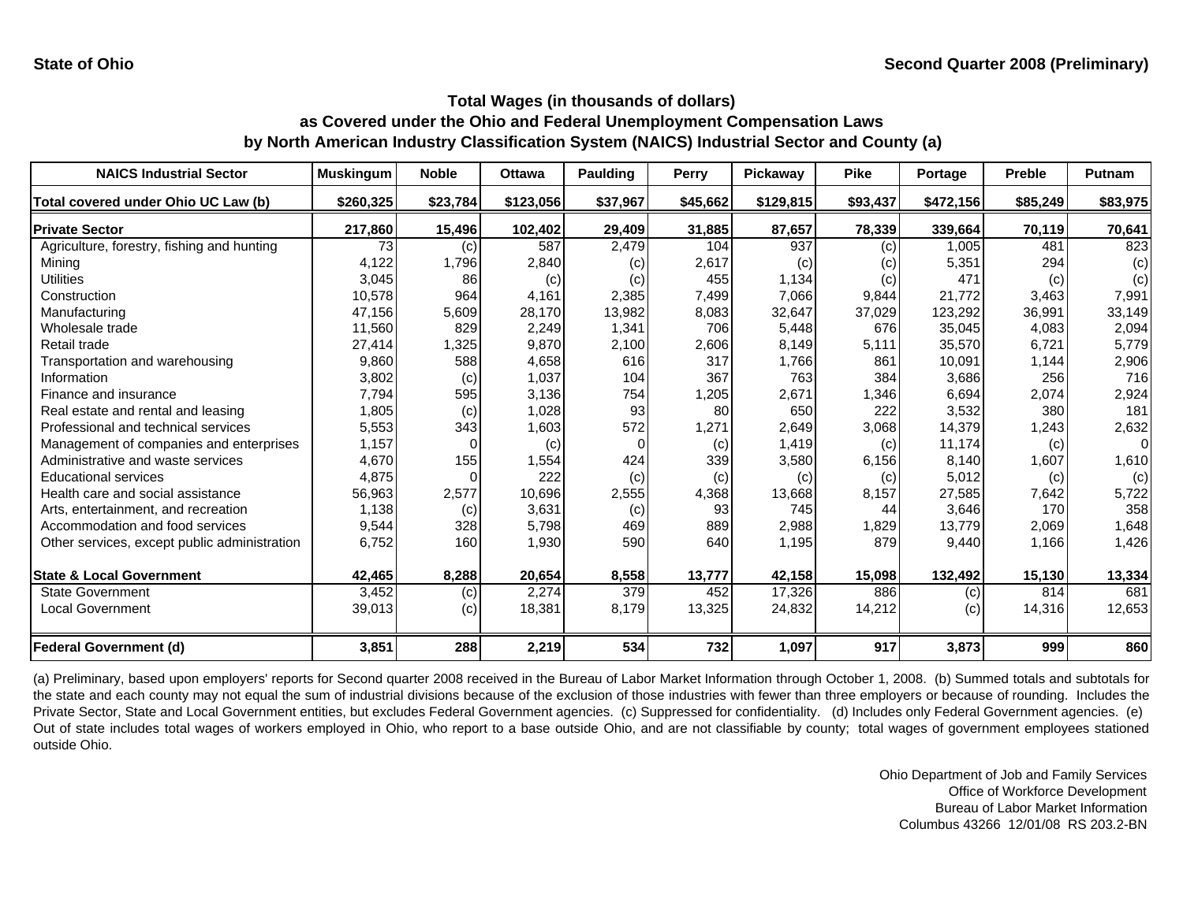State of Ohio

Second Quarter 2008 (Preliminary)

## Total Wages (in thousands of dollars) as Covered under the Ohio and Federal Unemployment Compensation Laws by North American Industry Classification System (NAICS) Industrial Sector and County (a)

| NAICS Industrial Sector | Muskingum | Noble | Ottawa | Paulding | Perry | Pickaway | Pike | Portage | Preble | Putnam |
|---|---|---|---|---|---|---|---|---|---|---|
| **Total covered under Ohio UC Law (b)** | **$260,325** | **$23,784** | **$123,056** | **$37,967** | **$45,662** | **$129,815** | **$93,437** | **$472,156** | **$85,249** | **$83,975** |
| **Private Sector** | **217,860** | **15,496** | **102,402** | **29,409** | **31,885** | **87,657** | **78,339** | **339,664** | **70,119** | **70,641** |
| Agriculture, forestry, fishing and hunting | 73 | (c) | 587 | 2,479 | 104 | 937 | (c) | 1,005 | 481 | 823 |
| Mining | 4,122 | 1,796 | 2,840 | (c) | 2,617 | (c) | (c) | 5,351 | 294 | (c) |
| Utilities | 3,045 | 86 | (c) | (c) | 455 | 1,134 | (c) | 471 | (c) | (c) |
| Construction | 10,578 | 964 | 4,161 | 2,385 | 7,499 | 7,066 | 9,844 | 21,772 | 3,463 | 7,991 |
| Manufacturing | 47,156 | 5,609 | 28,170 | 13,982 | 8,083 | 32,647 | 37,029 | 123,292 | 36,991 | 33,149 |
| Wholesale trade | 11,560 | 829 | 2,249 | 1,341 | 706 | 5,448 | 676 | 35,045 | 4,083 | 2,094 |
| Retail trade | 27,414 | 1,325 | 9,870 | 2,100 | 2,606 | 8,149 | 5,111 | 35,570 | 6,721 | 5,779 |
| Transportation and warehousing | 9,860 | 588 | 4,658 | 616 | 317 | 1,766 | 861 | 10,091 | 1,144 | 2,906 |
| Information | 3,802 | (c) | 1,037 | 104 | 367 | 763 | 384 | 3,686 | 256 | 716 |
| Finance and insurance | 7,794 | 595 | 3,136 | 754 | 1,205 | 2,671 | 1,346 | 6,694 | 2,074 | 2,924 |
| Real estate and rental and leasing | 1,805 | (c) | 1,028 | 93 | 80 | 650 | 222 | 3,532 | 380 | 181 |
| Professional and technical services | 5,553 | 343 | 1,603 | 572 | 1,271 | 2,649 | 3,068 | 14,379 | 1,243 | 2,632 |
| Management of companies and enterprises | 1,157 | 0 | (c) | 0 | (c) | 1,419 | (c) | 11,174 | (c) | 0 |
| Administrative and waste services | 4,670 | 155 | 1,554 | 424 | 339 | 3,580 | 6,156 | 8,140 | 1,607 | 1,610 |
| Educational services | 4,875 | 0 | 222 | (c) | (c) | (c) | (c) | 5,012 | (c) | (c) |
| Health care and social assistance | 56,963 | 2,577 | 10,696 | 2,555 | 4,368 | 13,668 | 8,157 | 27,585 | 7,642 | 5,722 |
| Arts, entertainment, and recreation | 1,138 | (c) | 3,631 | (c) | 93 | 745 | 44 | 3,646 | 170 | 358 |
| Accommodation and food services | 9,544 | 328 | 5,798 | 469 | 889 | 2,988 | 1,829 | 13,779 | 2,069 | 1,648 |
| Other services, except public administration | 6,752 | 160 | 1,930 | 590 | 640 | 1,195 | 879 | 9,440 | 1,166 | 1,426 |
| **State & Local Government** | **42,465** | **8,288** | **20,654** | **8,558** | **13,777** | **42,158** | **15,098** | **132,492** | **15,130** | **13,334** |
| State Government | 3,452 | (c) | 2,274 | 379 | 452 | 17,326 | 886 | (c) | 814 | 681 |
| Local Government | 39,013 | (c) | 18,381 | 8,179 | 13,325 | 24,832 | 14,212 | (c) | 14,316 | 12,653 |
| **Federal Government (d)** | **3,851** | **288** | **2,219** | **534** | **732** | **1,097** | **917** | **3,873** | **999** | **860** |

(a) Preliminary, based upon employers' reports for Second quarter 2008 received in the Bureau of Labor Market Information through October 1, 2008. (b) Summed totals and subtotals for the state and each county may not equal the sum of industrial divisions because of the exclusion of those industries with fewer than three employers or because of rounding. Includes the Private Sector, State and Local Government entities, but excludes Federal Government agencies. (c) Suppressed for confidentiality. (d) Includes only Federal Government agencies. (e) Out of state includes total wages of workers employed in Ohio, who report to a base outside Ohio, and are not classifiable by county; total wages of government employees stationed outside Ohio.

Ohio Department of Job and Family Services
Office of Workforce Development
Bureau of Labor Market Information
Columbus 43266 12/01/08 RS 203.2-BN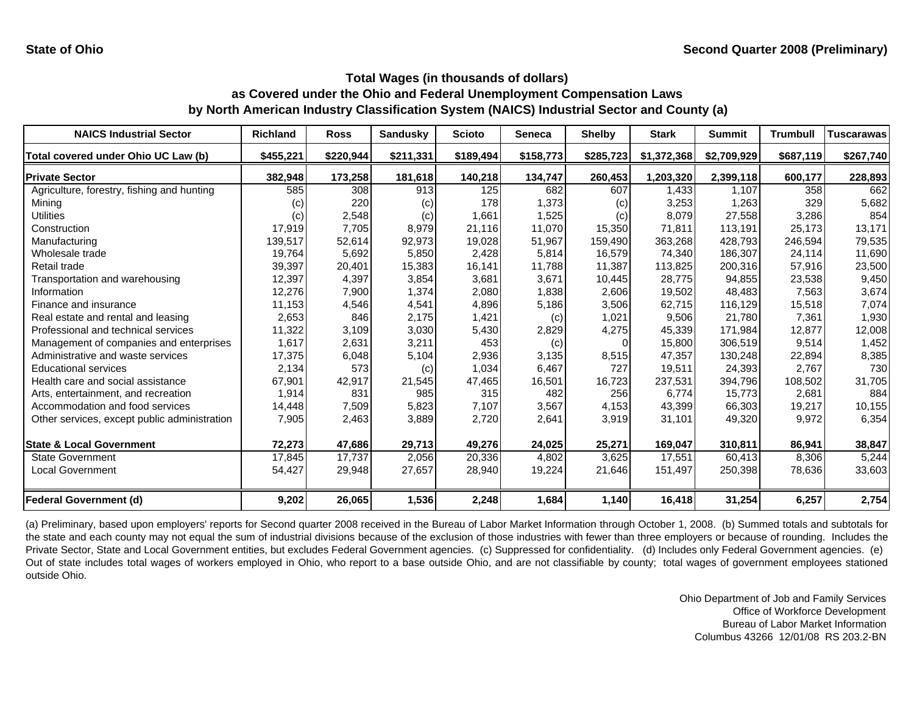State of Ohio

Second Quarter 2008 (Preliminary)

## Total Wages (in thousands of dollars)
## as Covered under the Ohio and Federal Unemployment Compensation Laws
## by North American Industry Classification System (NAICS) Industrial Sector and County (a)

| NAICS Industrial Sector | Richland | Ross | Sandusky | Scioto | Seneca | Shelby | Stark | Summit | Trumbull | Tuscarawas |
|---|---|---|---|---|---|---|---|---|---|---|
| **Total covered under Ohio UC Law (b)** | **$455,221** | **$220,944** | **$211,331** | **$189,494** | **$158,773** | **$285,723** | **$1,372,368** | **$2,709,929** | **$687,119** | **$267,740** |
| **Private Sector** | **382,948** | **173,258** | **181,618** | **140,218** | **134,747** | **260,453** | **1,203,320** | **2,399,118** | **600,177** | **228,893** |
| Agriculture, forestry, fishing and hunting | 585 | 308 | 913 | 125 | 682 | 607 | 1,433 | 1,107 | 358 | 662 |
| Mining | (c) | 220 | (c) | 178 | 1,373 | (c) | 3,253 | 1,263 | 329 | 5,682 |
| Utilities | (c) | 2,548 | (c) | 1,661 | 1,525 | (c) | 8,079 | 27,558 | 3,286 | 854 |
| Construction | 17,919 | 7,705 | 8,979 | 21,116 | 11,070 | 15,350 | 71,811 | 113,191 | 25,173 | 13,171 |
| Manufacturing | 139,517 | 52,614 | 92,973 | 19,028 | 51,967 | 159,490 | 363,268 | 428,793 | 246,594 | 79,535 |
| Wholesale trade | 19,764 | 5,692 | 5,850 | 2,428 | 5,814 | 16,579 | 74,340 | 186,307 | 24,114 | 11,690 |
| Retail trade | 39,397 | 20,401 | 15,383 | 16,141 | 11,788 | 11,387 | 113,825 | 200,316 | 57,916 | 23,500 |
| Transportation and warehousing | 12,397 | 4,397 | 3,854 | 3,681 | 3,671 | 10,445 | 28,775 | 94,855 | 23,538 | 9,450 |
| Information | 12,276 | 7,900 | 1,374 | 2,080 | 1,838 | 2,606 | 19,502 | 48,483 | 7,563 | 3,674 |
| Finance and insurance | 11,153 | 4,546 | 4,541 | 4,896 | 5,186 | 3,506 | 62,715 | 116,129 | 15,518 | 7,074 |
| Real estate and rental and leasing | 2,653 | 846 | 2,175 | 1,421 | (c) | 1,021 | 9,506 | 21,780 | 7,361 | 1,930 |
| Professional and technical services | 11,322 | 3,109 | 3,030 | 5,430 | 2,829 | 4,275 | 45,339 | 171,984 | 12,877 | 12,008 |
| Management of companies and enterprises | 1,617 | 2,631 | 3,211 | 453 | (c) | 0 | 15,800 | 306,519 | 9,514 | 1,452 |
| Administrative and waste services | 17,375 | 6,048 | 5,104 | 2,936 | 3,135 | 8,515 | 47,357 | 130,248 | 22,894 | 8,385 |
| Educational services | 2,134 | 573 | (c) | 1,034 | 6,467 | 727 | 19,511 | 24,393 | 2,767 | 730 |
| Health care and social assistance | 67,901 | 42,917 | 21,545 | 47,465 | 16,501 | 16,723 | 237,531 | 394,796 | 108,502 | 31,705 |
| Arts, entertainment, and recreation | 1,914 | 831 | 985 | 315 | 482 | 256 | 6,774 | 15,773 | 2,681 | 884 |
| Accommodation and food services | 14,448 | 7,509 | 5,823 | 7,107 | 3,567 | 4,153 | 43,399 | 66,303 | 19,217 | 10,155 |
| Other services, except public administration | 7,905 | 2,463 | 3,889 | 2,720 | 2,641 | 3,919 | 31,101 | 49,320 | 9,972 | 6,354 |
| **State & Local Government** | **72,273** | **47,686** | **29,713** | **49,276** | **24,025** | **25,271** | **169,047** | **310,811** | **86,941** | **38,847** |
| State Government | 17,845 | 17,737 | 2,056 | 20,336 | 4,802 | 3,625 | 17,551 | 60,413 | 8,306 | 5,244 |
| Local Government | 54,427 | 29,948 | 27,657 | 28,940 | 19,224 | 21,646 | 151,497 | 250,398 | 78,636 | 33,603 |
| **Federal Government (d)** | **9,202** | **26,065** | **1,536** | **2,248** | **1,684** | **1,140** | **16,418** | **31,254** | **6,257** | **2,754** |

(a) Preliminary, based upon employers' reports for Second quarter 2008 received in the Bureau of Labor Market Information through October 1, 2008. (b) Summed totals and subtotals for the state and each county may not equal the sum of industrial divisions because of the exclusion of those industries with fewer than three employers or because of rounding. Includes the Private Sector, State and Local Government entities, but excludes Federal Government agencies. (c) Suppressed for confidentiality. (d) Includes only Federal Government agencies. (e) Out of state includes total wages of workers employed in Ohio, who report to a base outside Ohio, and are not classifiable by county; total wages of government employees stationed outside Ohio.

Ohio Department of Job and Family Services
Office of Workforce Development
Bureau of Labor Market Information
Columbus 43266 12/01/08 RS 203.2-BN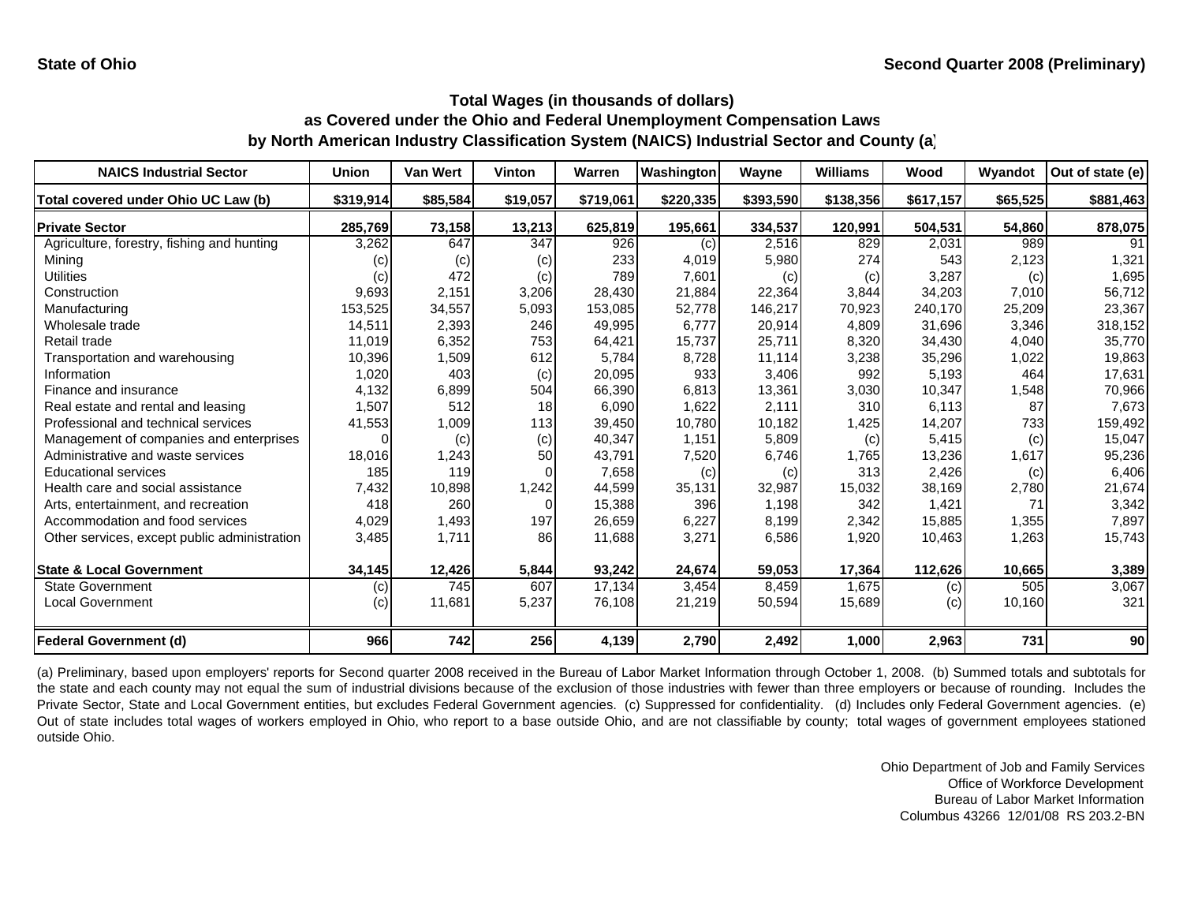State of Ohio

Second Quarter 2008 (Preliminary)

# Total Wages (in thousands of dollars)
## as Covered under the Ohio and Federal Unemployment Compensation Laws
## by North American Industry Classification System (NAICS) Industrial Sector and County (a)

| NAICS Industrial Sector | Union | Van Wert | Vinton | Warren | Washington | Wayne | Williams | Wood | Wyandot | Out of state (e) |
|---|---|---|---|---|---|---|---|---|---|---|
| **Total covered under Ohio UC Law (b)** | **$319,914** | **$85,584** | **$19,057** | **$719,061** | **$220,335** | **$393,590** | **$138,356** | **$617,157** | **$65,525** | **$881,463** |
| **Private Sector** | **285,769** | **73,158** | **13,213** | **625,819** | **195,661** | **334,537** | **120,991** | **504,531** | **54,860** | **878,075** |
| Agriculture, forestry, fishing and hunting | 3,262 | 647 | 347 | 926 | (c) | 2,516 | 829 | 2,031 | 989 | 91 |
| Mining | (c) | (c) | (c) | 233 | 4,019 | 5,980 | 274 | 543 | 2,123 | 1,321 |
| Utilities | (c) | 472 | (c) | 789 | 7,601 | (c) | (c) | 3,287 | (c) | 1,695 |
| Construction | 9,693 | 2,151 | 3,206 | 28,430 | 21,884 | 22,364 | 3,844 | 34,203 | 7,010 | 56,712 |
| Manufacturing | 153,525 | 34,557 | 5,093 | 153,085 | 52,778 | 146,217 | 70,923 | 240,170 | 25,209 | 23,367 |
| Wholesale trade | 14,511 | 2,393 | 246 | 49,995 | 6,777 | 20,914 | 4,809 | 31,696 | 3,346 | 318,152 |
| Retail trade | 11,019 | 6,352 | 753 | 64,421 | 15,737 | 25,711 | 8,320 | 34,430 | 4,040 | 35,770 |
| Transportation and warehousing | 10,396 | 1,509 | 612 | 5,784 | 8,728 | 11,114 | 3,238 | 35,296 | 1,022 | 19,863 |
| Information | 1,020 | 403 | (c) | 20,095 | 933 | 3,406 | 992 | 5,193 | 464 | 17,631 |
| Finance and insurance | 4,132 | 6,899 | 504 | 66,390 | 6,813 | 13,361 | 3,030 | 10,347 | 1,548 | 70,966 |
| Real estate and rental and leasing | 1,507 | 512 | 18 | 6,090 | 1,622 | 2,111 | 310 | 6,113 | 87 | 7,673 |
| Professional and technical services | 41,553 | 1,009 | 113 | 39,450 | 10,780 | 10,182 | 1,425 | 14,207 | 733 | 159,492 |
| Management of companies and enterprises | 0 | (c) | (c) | 40,347 | 1,151 | 5,809 | (c) | 5,415 | (c) | 15,047 |
| Administrative and waste services | 18,016 | 1,243 | 50 | 43,791 | 7,520 | 6,746 | 1,765 | 13,236 | 1,617 | 95,236 |
| Educational services | 185 | 119 | 0 | 7,658 | (c) | (c) | 313 | 2,426 | (c) | 6,406 |
| Health care and social assistance | 7,432 | 10,898 | 1,242 | 44,599 | 35,131 | 32,987 | 15,032 | 38,169 | 2,780 | 21,674 |
| Arts, entertainment, and recreation | 418 | 260 | 0 | 15,388 | 396 | 1,198 | 342 | 1,421 | 71 | 3,342 |
| Accommodation and food services | 4,029 | 1,493 | 197 | 26,659 | 6,227 | 8,199 | 2,342 | 15,885 | 1,355 | 7,897 |
| Other services, except public administration | 3,485 | 1,711 | 86 | 11,688 | 3,271 | 6,586 | 1,920 | 10,463 | 1,263 | 15,743 |
| **State & Local Government** | **34,145** | **12,426** | **5,844** | **93,242** | **24,674** | **59,053** | **17,364** | **112,626** | **10,665** | **3,389** |
| State Government | (c) | 745 | 607 | 17,134 | 3,454 | 8,459 | 1,675 | (c) | 505 | 3,067 |
| Local Government | (c) | 11,681 | 5,237 | 76,108 | 21,219 | 50,594 | 15,689 | (c) | 10,160 | 321 |
| **Federal Government (d)** | **966** | **742** | **256** | **4,139** | **2,790** | **2,492** | **1,000** | **2,963** | **731** | **90** |

(a) Preliminary, based upon employers' reports for Second quarter 2008 received in the Bureau of Labor Market Information through October 1, 2008. (b) Summed totals and subtotals for the state and each county may not equal the sum of industrial divisions because of the exclusion of those industries with fewer than three employers or because of rounding. Includes the Private Sector, State and Local Government entities, but excludes Federal Government agencies. (c) Suppressed for confidentiality. (d) Includes only Federal Government agencies. (e) Out of state includes total wages of workers employed in Ohio, who report to a base outside Ohio, and are not classifiable by county; total wages of government employees stationed outside Ohio.

Ohio Department of Job and Family Services
Office of Workforce Development
Bureau of Labor Market Information
Columbus 43266 12/01/08 RS 203.2-BN